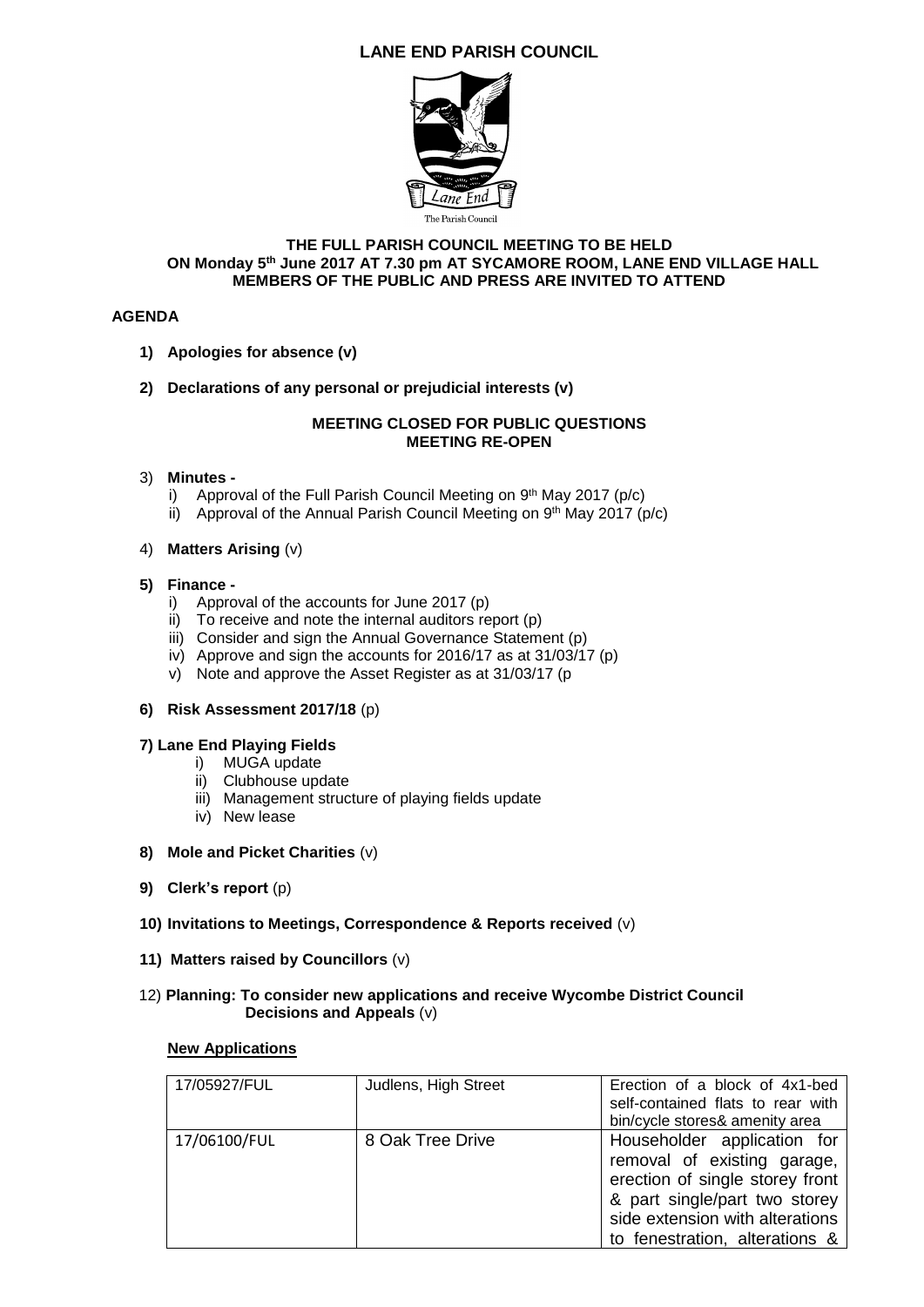# LANE END PARISH COUNCIL

**THE FULL PARISH COUNCIL MEETING TO BE HELD ON Monday 5th June 2017 AT 7.30 pm AT SYCAMORE ROOM, LANE END VILLAGE HALL MEMBERS OF THE PUBLIC AND PRESS ARE INVITED TO ATTEND**

## AGENDA

1) **Apologies for absence (v)**

2) **Declarations of any personal or prejudicial interests (v)**

**MEETING CLOSED FOR PUBLIC QUESTIONS**
**MEETING RE-OPEN**

3) **Minutes -**
   i) Approval of the Full Parish Council Meeting on 9th May 2017 (p/c)
   ii) Approval of the Annual Parish Council Meeting on 9th May 2017 (p/c)

4) **Matters Arising** (v)

5) **Finance -**
   i) Approval of the accounts for June 2017 (p)
   ii) To receive and note the internal auditors report (p)
   iii) Consider and sign the Annual Governance Statement (p)
   iv) Approve and sign the accounts for 2016/17 as at 31/03/17 (p)
   v) Note and approve the Asset Register as at 31/03/17 (p

6) **Risk Assessment 2017/18** (p)

7) **Lane End Playing Fields**
   i) MUGA update
   ii) Clubhouse update
   iii) Management structure of playing fields update
   iv) New lease

8) **Mole and Picket Charities** (v)

9) **Clerk's report** (p)

10) **Invitations to Meetings, Correspondence & Reports received** (v)

11) **Matters raised by Councillors** (v)

12) **Planning: To consider new applications and receive Wycombe District Council Decisions and Appeals** (v)

**New Applications**

| | | |
|---|---|---|
| 17/05927/FUL | Judlens, High Street | Erection of a block of 4x1-bed self-contained flats to rear with bin/cycle stores& amenity area |
| 17/06100/FUL | 8 Oak Tree Drive | Householder application for removal of existing garage, erection of single storey front & part single/part two storey side extension with alterations to fenestration, alterations & |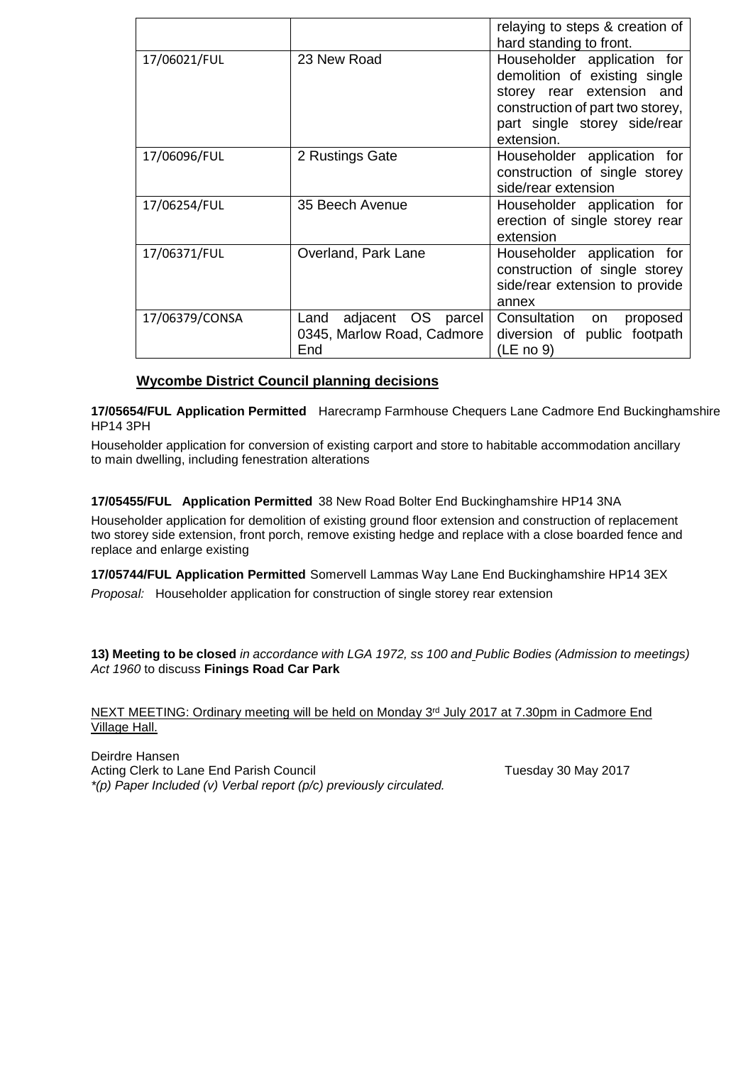| | | |
|---|---|---|
| | | relaying to steps & creation of hard standing to front. |
| 17/06021/FUL | 23 New Road | Householder application for demolition of existing single storey rear extension and construction of part two storey, part single storey side/rear extension. |
| 17/06096/FUL | 2 Rustings Gate | Householder application for construction of single storey side/rear extension |
| 17/06254/FUL | 35 Beech Avenue | Householder application for erection of single storey rear extension |
| 17/06371/FUL | Overland, Park Lane | Householder application for construction of single storey side/rear extension to provide annex |
| 17/06379/CONSA | Land adjacent OS parcel 0345, Marlow Road, Cadmore End | Consultation on proposed diversion of public footpath (LE no 9) |

### Wycombe District Council planning decisions

**17/05654/FUL Application Permitted** Harecramp Farmhouse Chequers Lane Cadmore End Buckinghamshire HP14 3PH

Householder application for conversion of existing carport and store to habitable accommodation ancillary to main dwelling, including fenestration alterations

**17/05455/FUL Application Permitted** 38 New Road Bolter End Buckinghamshire HP14 3NA

Householder application for demolition of existing ground floor extension and construction of replacement two storey side extension, front porch, remove existing hedge and replace with a close boarded fence and replace and enlarge existing

**17/05744/FUL Application Permitted** Somervell Lammas Way Lane End Buckinghamshire HP14 3EX

*Proposal:* Householder application for construction of single storey rear extension

**13) Meeting to be closed** *in accordance with LGA 1972, ss 100 and Public Bodies (Admission to meetings) Act 1960* to discuss **Finings Road Car Park**

NEXT MEETING: Ordinary meeting will be held on Monday 3rd July 2017 at 7.30pm in Cadmore End Village Hall.

Deirdre Hansen
Acting Clerk to Lane End Parish Council — Tuesday 30 May 2017
*\*(p) Paper Included (v) Verbal report (p/c) previously circulated.*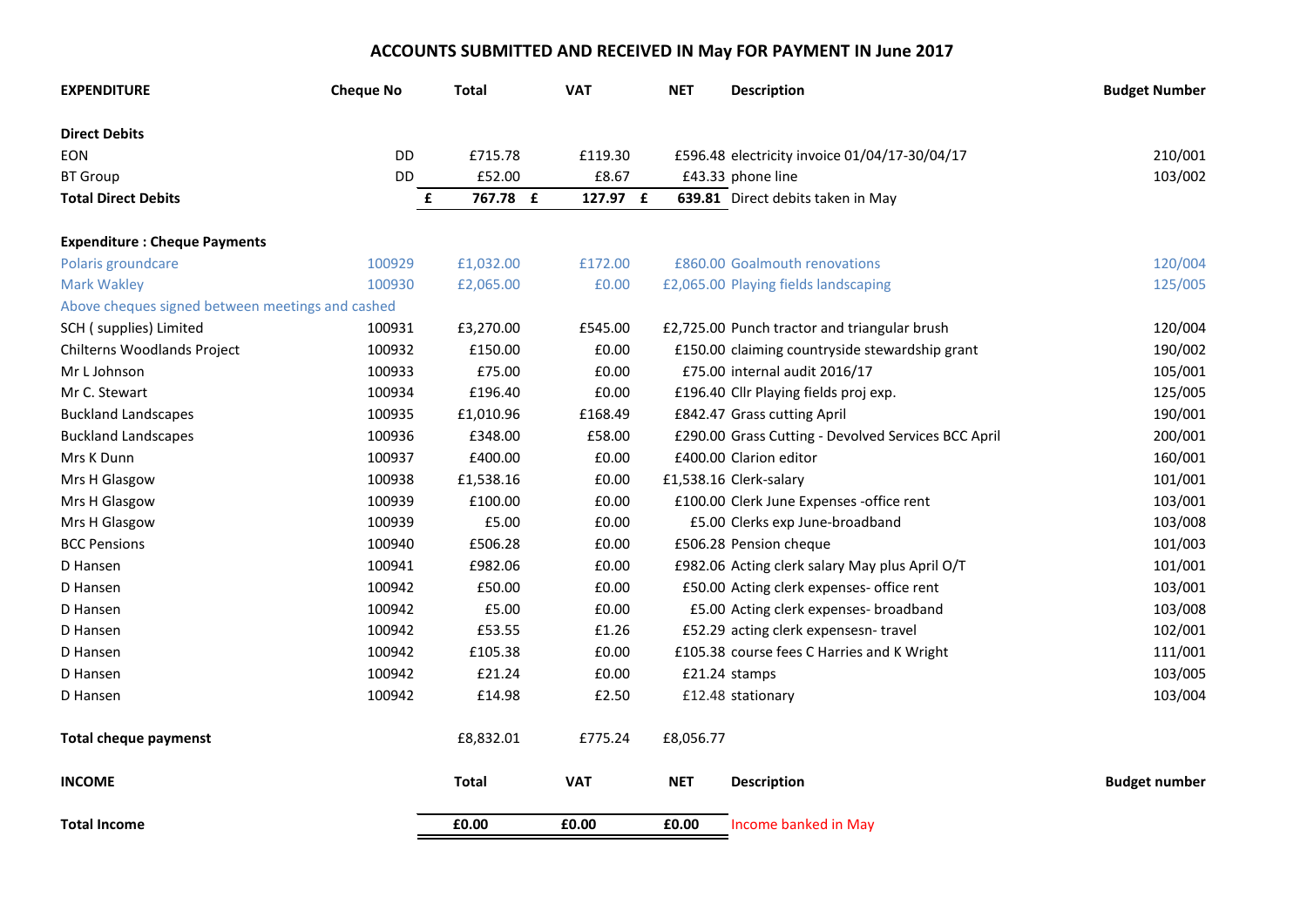## ACCOUNTS SUBMITTED AND RECEIVED IN May FOR PAYMENT IN June 2017

| EXPENDITURE | Cheque No | Total | VAT | NET | Description | Budget Number |
|---|---|---|---|---|---|---|
| **Direct Debits** | | | | | | |
| EON | DD | £715.78 | £119.30 | £596.48 | electricity invoice 01/04/17-30/04/17 | 210/001 |
| BT Group | DD | £52.00 | £8.67 | £43.33 | phone line | 103/002 |
| **Total Direct Debits** | | **£ 767.78** | **£ 127.97** | **£ 639.81** | Direct debits taken in May | |
| **Expenditure : Cheque Payments** | | | | | | |
| Polaris groundcare | 100929 | £1,032.00 | £172.00 | £860.00 | Goalmouth renovations | 120/004 |
| Mark Wakley | 100930 | £2,065.00 | £0.00 | £2,065.00 | Playing fields landscaping | 125/005 |
| Above cheques signed between meetings and cashed | | | | | | |
| SCH ( supplies) Limited | 100931 | £3,270.00 | £545.00 | £2,725.00 | Punch tractor and triangular brush | 120/004 |
| Chilterns Woodlands Project | 100932 | £150.00 | £0.00 | £150.00 | claiming countryside stewardship grant | 190/002 |
| Mr L Johnson | 100933 | £75.00 | £0.00 | £75.00 | internal audit 2016/17 | 105/001 |
| Mr C. Stewart | 100934 | £196.40 | £0.00 | £196.40 | Cllr Playing fields proj exp. | 125/005 |
| Buckland Landscapes | 100935 | £1,010.96 | £168.49 | £842.47 | Grass cutting April | 190/001 |
| Buckland Landscapes | 100936 | £348.00 | £58.00 | £290.00 | Grass Cutting - Devolved Services BCC April | 200/001 |
| Mrs K Dunn | 100937 | £400.00 | £0.00 | £400.00 | Clarion editor | 160/001 |
| Mrs H Glasgow | 100938 | £1,538.16 | £0.00 | £1,538.16 | Clerk-salary | 101/001 |
| Mrs H Glasgow | 100939 | £100.00 | £0.00 | £100.00 | Clerk June Expenses -office rent | 103/001 |
| Mrs H Glasgow | 100939 | £5.00 | £0.00 | £5.00 | Clerks exp June-broadband | 103/008 |
| BCC Pensions | 100940 | £506.28 | £0.00 | £506.28 | Pension cheque | 101/003 |
| D Hansen | 100941 | £982.06 | £0.00 | £982.06 | Acting clerk salary May plus April O/T | 101/001 |
| D Hansen | 100942 | £50.00 | £0.00 | £50.00 | Acting clerk expenses- office rent | 103/001 |
| D Hansen | 100942 | £5.00 | £0.00 | £5.00 | Acting clerk expenses- broadband | 103/008 |
| D Hansen | 100942 | £53.55 | £1.26 | £52.29 | acting clerk expensesn- travel | 102/001 |
| D Hansen | 100942 | £105.38 | £0.00 | £105.38 | course fees C Harries and K Wright | 111/001 |
| D Hansen | 100942 | £21.24 | £0.00 | £21.24 | stamps | 103/005 |
| D Hansen | 100942 | £14.98 | £2.50 | £12.48 | stationary | 103/004 |
| **Total cheque paymenst** | | £8,832.01 | £775.24 | £8,056.77 | | |

| INCOME | | Total | VAT | NET | Description | Budget number |
|---|---|---|---|---|---|---|
| **Total Income** | | **£0.00** | **£0.00** | **£0.00** | Income banked in May | |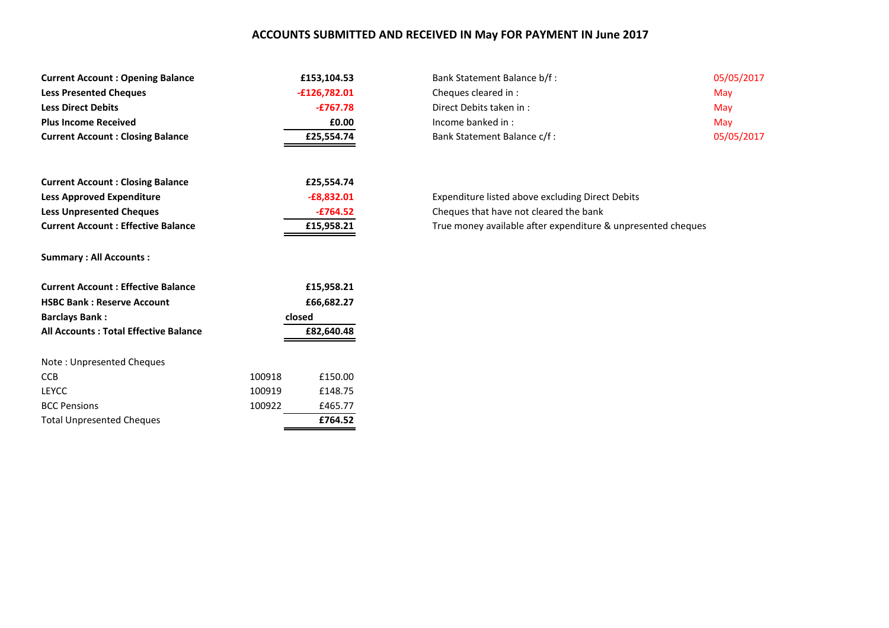# ACCOUNTS SUBMITTED AND RECEIVED IN May FOR PAYMENT IN June 2017

| | | | |
|---|---|---|---|
| **Current Account : Opening Balance** | **£153,104.53** | Bank Statement Balance b/f : | 05/05/2017 |
| **Less Presented Cheques** | **-£126,782.01** | Cheques cleared in : | May |
| **Less Direct Debits** | **-£767.78** | Direct Debits taken in : | May |
| **Plus Income Received** | **£0.00** | Income banked in : | May |
| **Current Account : Closing Balance** | **£25,554.74** | Bank Statement Balance c/f : | 05/05/2017 |

| | | |
|---|---|---|
| **Current Account : Closing Balance** | **£25,554.74** | |
| **Less Approved Expenditure** | **-£8,832.01** | Expenditure listed above excluding Direct Debits |
| **Less Unpresented Cheques** | **-£764.52** | Cheques that have not cleared the bank |
| **Current Account : Effective Balance** | **£15,958.21** | True money available after expenditure & unpresented cheques |

**Summary : All Accounts :**

| | |
|---|---|
| **Current Account : Effective Balance** | **£15,958.21** |
| **HSBC Bank : Reserve Account** | **£66,682.27** |
| **Barclays Bank :** | **closed** |
| **All Accounts : Total Effective Balance** | **£82,640.48** |

| Note : Unpresented Cheques | | |
|---|---|---|
| CCB | 100918 | £150.00 |
| LEYCC | 100919 | £148.75 |
| BCC Pensions | 100922 | £465.77 |
| Total Unpresented Cheques | | **£764.52** |